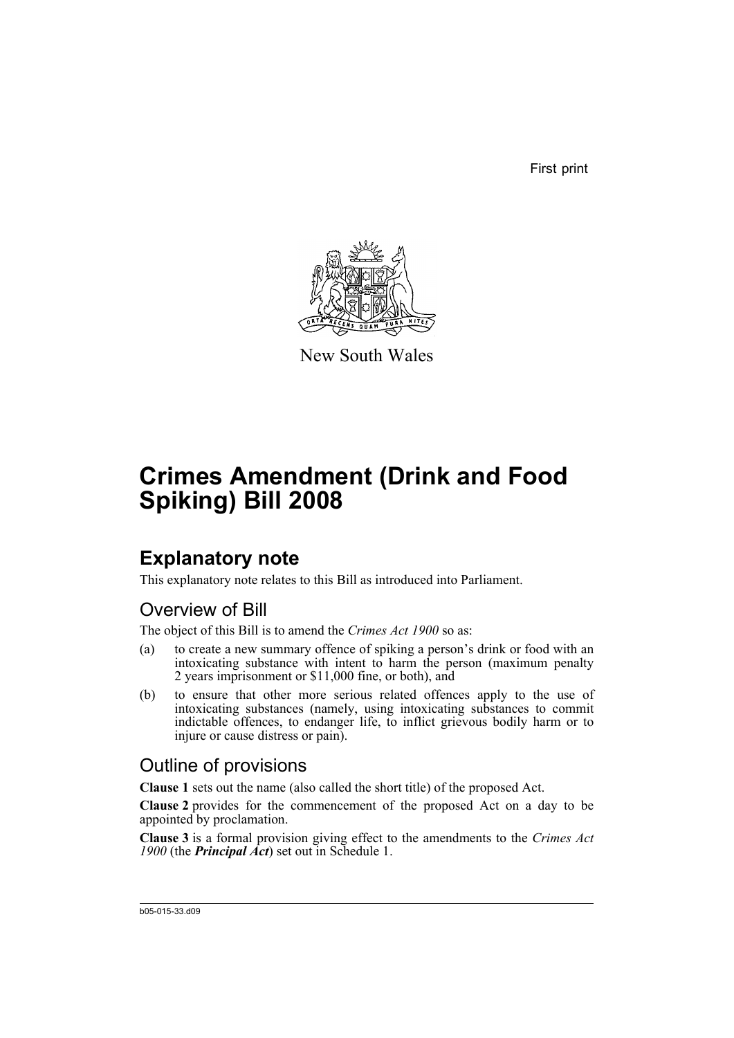First print

New South Wales

# Crimes Amendment (Drink and Food Spiking) Bill 2008

## Explanatory note

This explanatory note relates to this Bill as introduced into Parliament.

### Overview of Bill

The object of this Bill is to amend the *Crimes Act 1900* so as:

(a) to create a new summary offence of spiking a person's drink or food with an intoxicating substance with intent to harm the person (maximum penalty 2 years imprisonment or $11,000 fine, or both), and

(b) to ensure that other more serious related offences apply to the use of intoxicating substances (namely, using intoxicating substances to commit indictable offences, to endanger life, to inflict grievous bodily harm or to injure or cause distress or pain).

### Outline of provisions

**Clause 1** sets out the name (also called the short title) of the proposed Act.

**Clause 2** provides for the commencement of the proposed Act on a day to be appointed by proclamation.

**Clause 3** is a formal provision giving effect to the amendments to the *Crimes Act 1900* (the ***Principal Act***) set out in Schedule 1.

b05-015-33.d09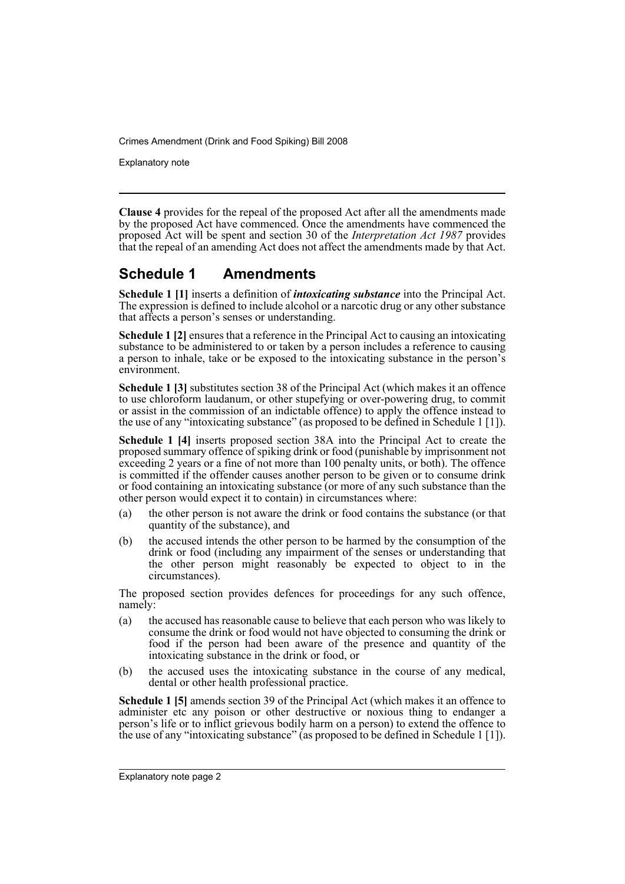**Clause 4** provides for the repeal of the proposed Act after all the amendments made by the proposed Act have commenced. Once the amendments have commenced the proposed Act will be spent and section 30 of the *Interpretation Act 1987* provides that the repeal of an amending Act does not affect the amendments made by that Act.

## Schedule 1 Amendments

**Schedule 1 [1]** inserts a definition of ***intoxicating substance*** into the Principal Act. The expression is defined to include alcohol or a narcotic drug or any other substance that affects a person's senses or understanding.

**Schedule 1 [2]** ensures that a reference in the Principal Act to causing an intoxicating substance to be administered to or taken by a person includes a reference to causing a person to inhale, take or be exposed to the intoxicating substance in the person's environment.

**Schedule 1 [3]** substitutes section 38 of the Principal Act (which makes it an offence to use chloroform laudanum, or other stupefying or over-powering drug, to commit or assist in the commission of an indictable offence) to apply the offence instead to the use of any "intoxicating substance" (as proposed to be defined in Schedule 1 [1]).

**Schedule 1 [4]** inserts proposed section 38A into the Principal Act to create the proposed summary offence of spiking drink or food (punishable by imprisonment not exceeding 2 years or a fine of not more than 100 penalty units, or both). The offence is committed if the offender causes another person to be given or to consume drink or food containing an intoxicating substance (or more of any such substance than the other person would expect it to contain) in circumstances where:

(a) the other person is not aware the drink or food contains the substance (or that quantity of the substance), and

(b) the accused intends the other person to be harmed by the consumption of the drink or food (including any impairment of the senses or understanding that the other person might reasonably be expected to object to in the circumstances).

The proposed section provides defences for proceedings for any such offence, namely:

(a) the accused has reasonable cause to believe that each person who was likely to consume the drink or food would not have objected to consuming the drink or food if the person had been aware of the presence and quantity of the intoxicating substance in the drink or food, or

(b) the accused uses the intoxicating substance in the course of any medical, dental or other health professional practice.

**Schedule 1 [5]** amends section 39 of the Principal Act (which makes it an offence to administer etc any poison or other destructive or noxious thing to endanger a person's life or to inflict grievous bodily harm on a person) to extend the offence to the use of any "intoxicating substance" (as proposed to be defined in Schedule 1 [1]).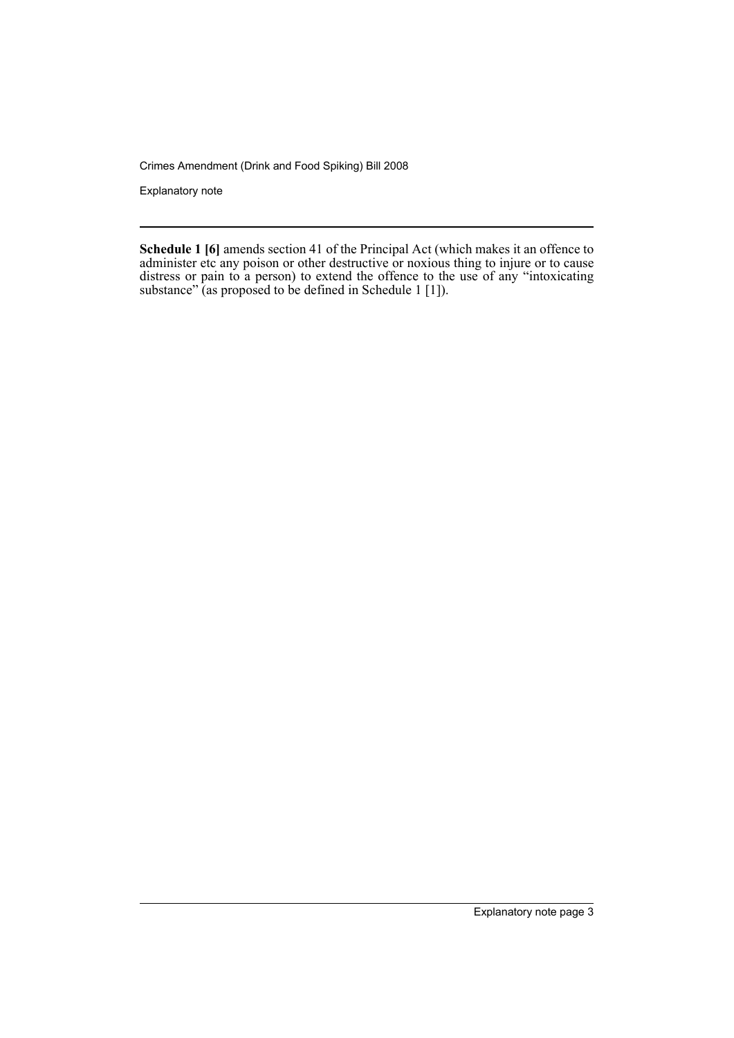**Schedule 1 [6]** amends section 41 of the Principal Act (which makes it an offence to administer etc any poison or other destructive or noxious thing to injure or to cause distress or pain to a person) to extend the offence to the use of any "intoxicating substance" (as proposed to be defined in Schedule 1 [1]).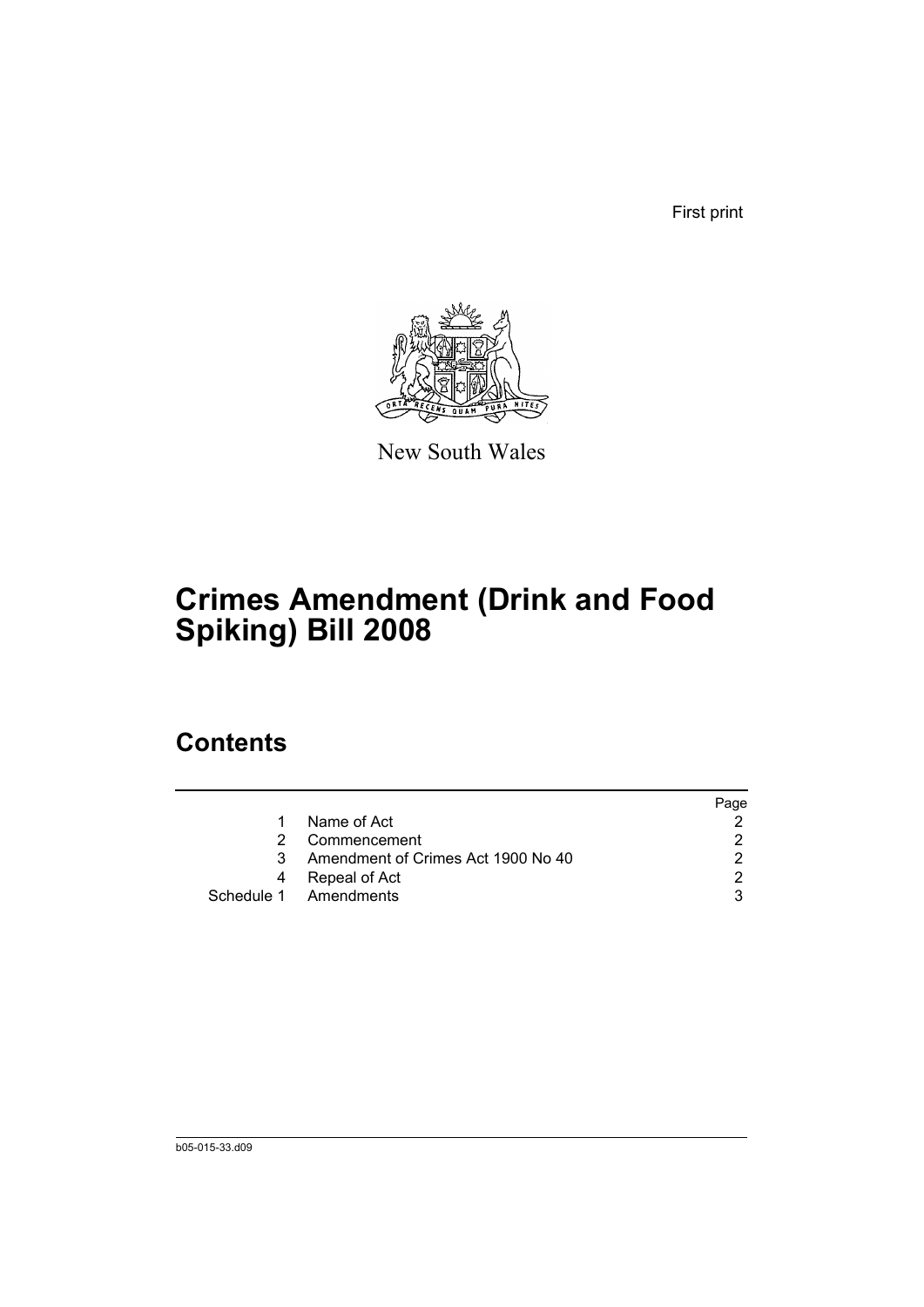First print

New South Wales

# Crimes Amendment (Drink and Food Spiking) Bill 2008

## Contents

| | | Page |
|---|---|---|
| 1 | Name of Act | 2 |
| 2 | Commencement | 2 |
| 3 | Amendment of Crimes Act 1900 No 40 | 2 |
| 4 | Repeal of Act | 2 |
| Schedule 1 | Amendments | 3 |

b05-015-33.d09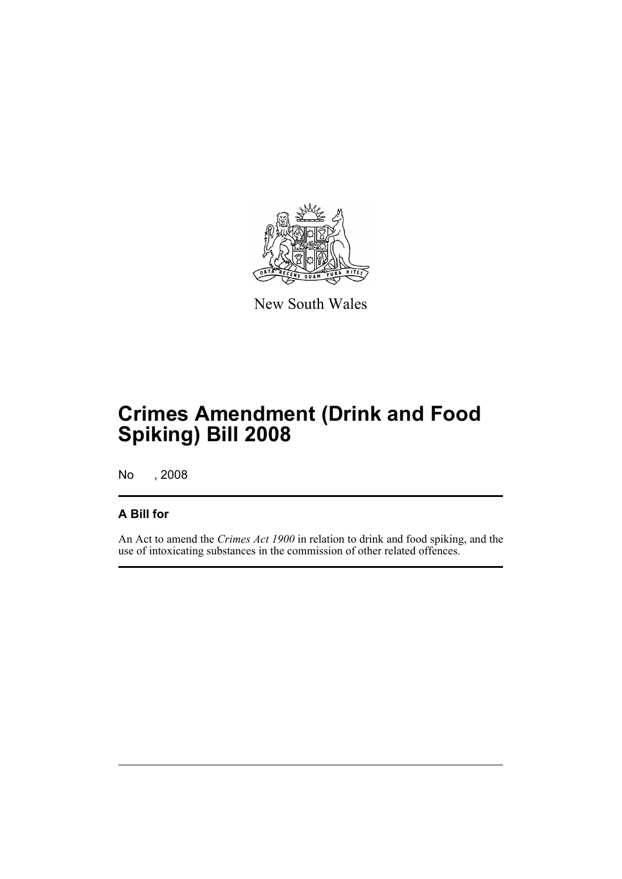New South Wales

# Crimes Amendment (Drink and Food Spiking) Bill 2008

No , 2008

## A Bill for

An Act to amend the *Crimes Act 1900* in relation to drink and food spiking, and the use of intoxicating substances in the commission of other related offences.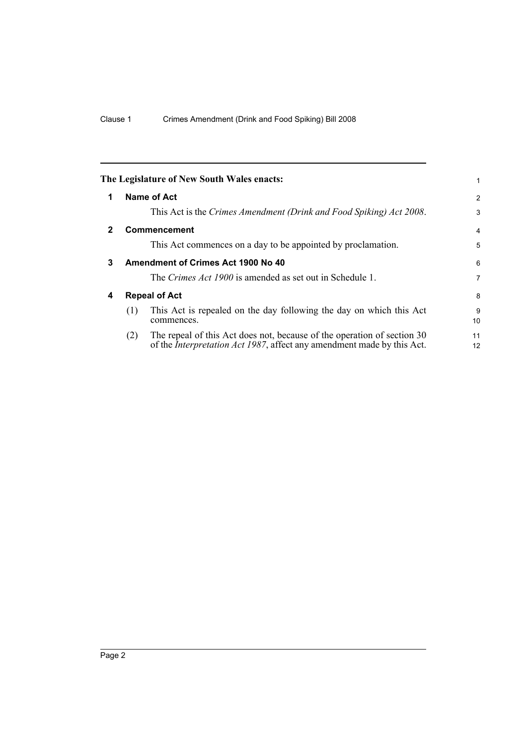The Legislature of New South Wales enacts:

## 1 Name of Act

This Act is the *Crimes Amendment (Drink and Food Spiking) Act 2008*.

## 2 Commencement

This Act commences on a day to be appointed by proclamation.

## 3 Amendment of Crimes Act 1900 No 40

The *Crimes Act 1900* is amended as set out in Schedule 1.

## 4 Repeal of Act

(1) This Act is repealed on the day following the day on which this Act commences.

(2) The repeal of this Act does not, because of the operation of section 30 of the *Interpretation Act 1987*, affect any amendment made by this Act.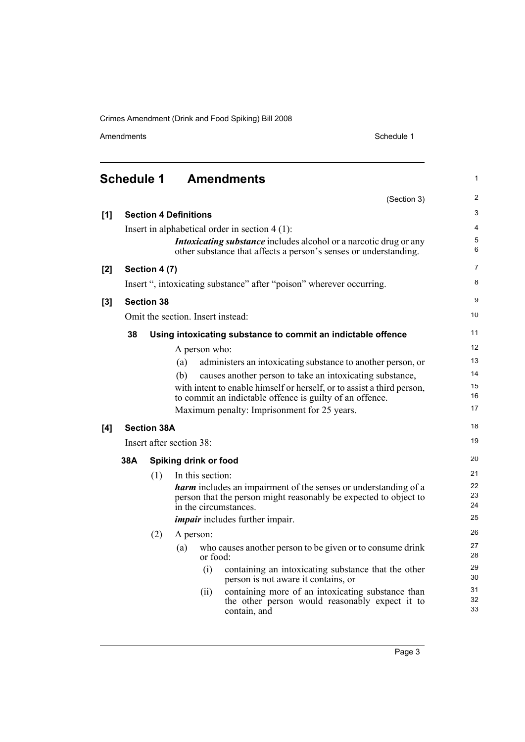## Schedule 1 Amendments

(Section 3)

**[1] Section 4 Definitions**

Insert in alphabetical order in section 4 (1):

> ***Intoxicating substance*** includes alcohol or a narcotic drug or any other substance that affects a person's senses or understanding.

**[2] Section 4 (7)**

Insert ", intoxicating substance" after "poison" wherever occurring.

**[3] Section 38**

Omit the section. Insert instead:

**38 Using intoxicating substance to commit an indictable offence**

A person who:

(a) administers an intoxicating substance to another person, or

(b) causes another person to take an intoxicating substance,

with intent to enable himself or herself, or to assist a third person, to commit an indictable offence is guilty of an offence.

Maximum penalty: Imprisonment for 25 years.

**[4] Section 38A**

Insert after section 38:

**38A Spiking drink or food**

(1) In this section:

***harm*** includes an impairment of the senses or understanding of a person that the person might reasonably be expected to object to in the circumstances.

***impair*** includes further impair.

(2) A person:

(a) who causes another person to be given or to consume drink or food:

(i) containing an intoxicating substance that the other person is not aware it contains, or

(ii) containing more of an intoxicating substance than the other person would reasonably expect it to contain, and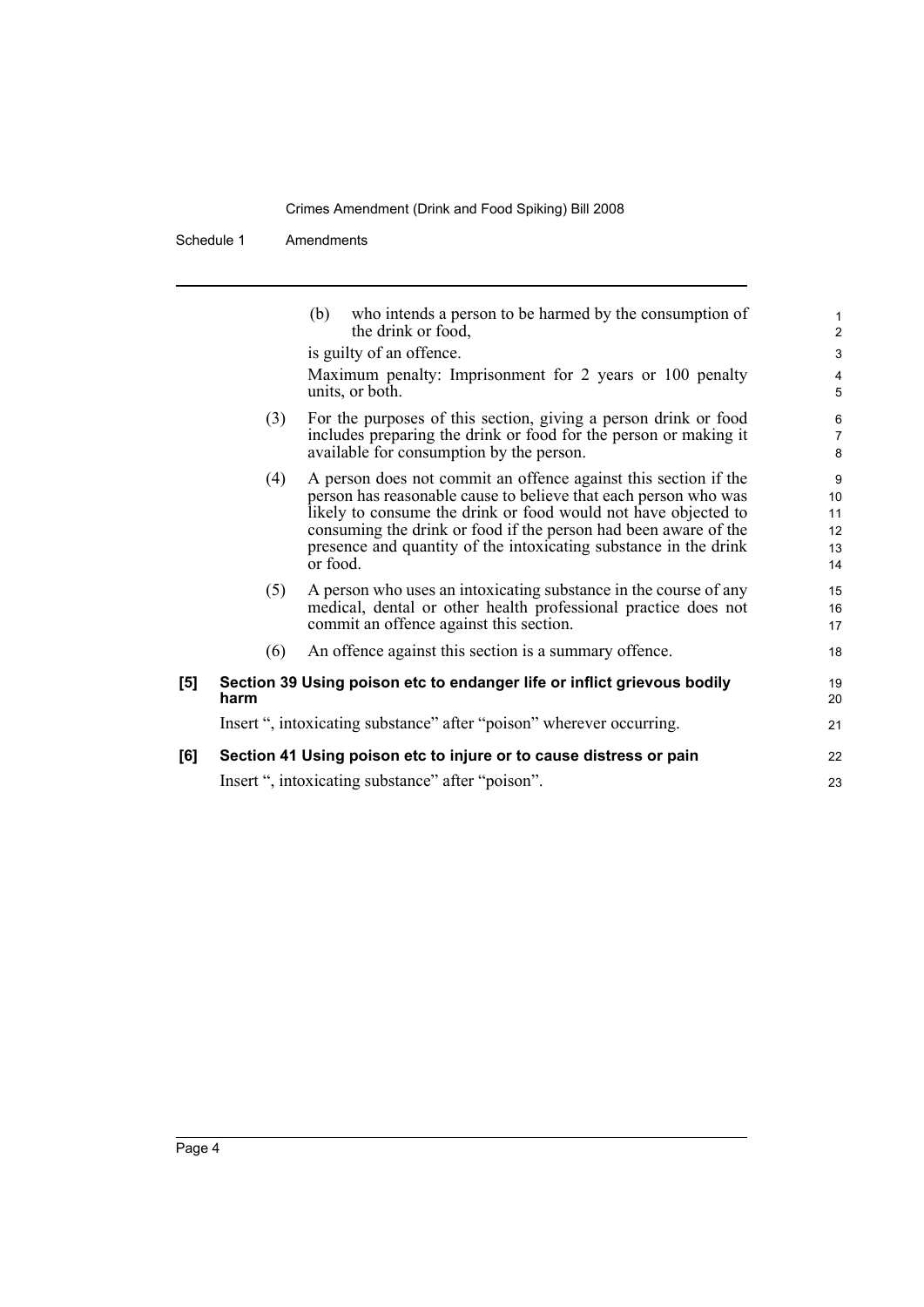(b) who intends a person to be harmed by the consumption of the drink or food,

is guilty of an offence.

Maximum penalty: Imprisonment for 2 years or 100 penalty units, or both.

(3) For the purposes of this section, giving a person drink or food includes preparing the drink or food for the person or making it available for consumption by the person.

(4) A person does not commit an offence against this section if the person has reasonable cause to believe that each person who was likely to consume the drink or food would not have objected to consuming the drink or food if the person had been aware of the presence and quantity of the intoxicating substance in the drink or food.

(5) A person who uses an intoxicating substance in the course of any medical, dental or other health professional practice does not commit an offence against this section.

(6) An offence against this section is a summary offence.

**[5] Section 39 Using poison etc to endanger life or inflict grievous bodily harm**

Insert ", intoxicating substance" after "poison" wherever occurring.

**[6] Section 41 Using poison etc to injure or to cause distress or pain**

Insert ", intoxicating substance" after "poison".